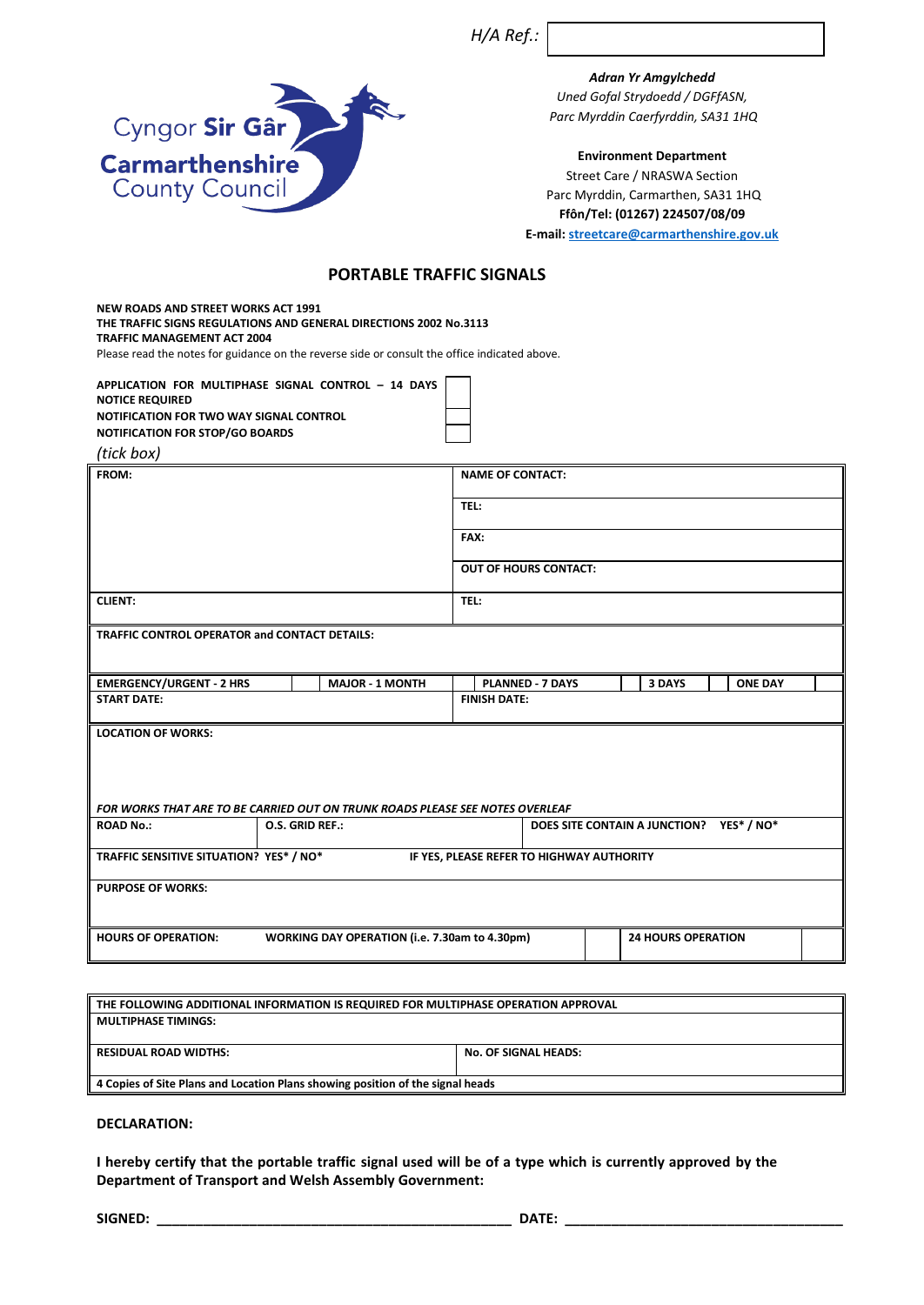*H/A Ref.:*

Cyngor **Sir Gâr**
**Carmarthenshire**
County Council

***Adran Yr Amgylchedd***
*Uned Gofal Strydoedd / DGFfASN,*
*Parc Myrddin Caerfyrddin, SA31 1HQ*

**Environment Department**
Street Care / NRASWA Section
Parc Myrddin, Carmarthen, SA31 1HQ
**Ffôn/Tel: (01267) 224507/08/09**
**E-mail: streetcare@carmarthenshire.gov.uk**

## PORTABLE TRAFFIC SIGNALS

**NEW ROADS AND STREET WORKS ACT 1991**
**THE TRAFFIC SIGNS REGULATIONS AND GENERAL DIRECTIONS 2002 No.3113**
**TRAFFIC MANAGEMENT ACT 2004**
Please read the notes for guidance on the reverse side or consult the office indicated above.

| | |
|---|---|
| **APPLICATION FOR MULTIPHASE SIGNAL CONTROL – 14 DAYS NOTICE REQUIRED** | |
| **NOTIFICATION FOR TWO WAY SIGNAL CONTROL** | |
| **NOTIFICATION FOR STOP/GO BOARDS** | |

*(tick box)*

| | |
|---|---|
| **FROM:** | **NAME OF CONTACT:** |
| | **TEL:** |
| | **FAX:** |
| | **OUT OF HOURS CONTACT:** |
| **CLIENT:** | **TEL:** |

| |
|---|
| **TRAFFIC CONTROL OPERATOR and CONTACT DETAILS:** |

| | | | | | | | | | |
|---|---|---|---|---|---|---|---|---|---|
| **EMERGENCY/URGENT - 2 HRS** | | **MAJOR - 1 MONTH** | | **PLANNED - 7 DAYS** | | **3 DAYS** | | **ONE DAY** | |

| | |
|---|---|
| **START DATE:** | **FINISH DATE:** |

| |
|---|
| **LOCATION OF WORKS:** <br><br> ***FOR WORKS THAT ARE TO BE CARRIED OUT ON TRUNK ROADS PLEASE SEE NOTES OVERLEAF*** |

| | | |
|---|---|---|
| **ROAD No.:** | **O.S. GRID REF.:** | **DOES SITE CONTAIN A JUNCTION? YES* / NO*** |

| | |
|---|---|
| **TRAFFIC SENSITIVE SITUATION? YES* / NO*** | **IF YES, PLEASE REFER TO HIGHWAY AUTHORITY** |

| |
|---|
| **PURPOSE OF WORKS:** |

| | | | | |
|---|---|---|---|---|
| **HOURS OF OPERATION:** | **WORKING DAY OPERATION (i.e. 7.30am to 4.30pm)** | | **24 HOURS OPERATION** | |

| | |
|---|---|
| **THE FOLLOWING ADDITIONAL INFORMATION IS REQUIRED FOR MULTIPHASE OPERATION APPROVAL** | |
| **MULTIPHASE TIMINGS:** | |
| **RESIDUAL ROAD WIDTHS:** | **No. OF SIGNAL HEADS:** |
| **4 Copies of Site Plans and Location Plans showing position of the signal heads** | |

**DECLARATION:**

**I hereby certify that the portable traffic signal used will be of a type which is currently approved by the Department of Transport and Welsh Assembly Government:**

**SIGNED:** ______________________________________________ **DATE:** ___________________________________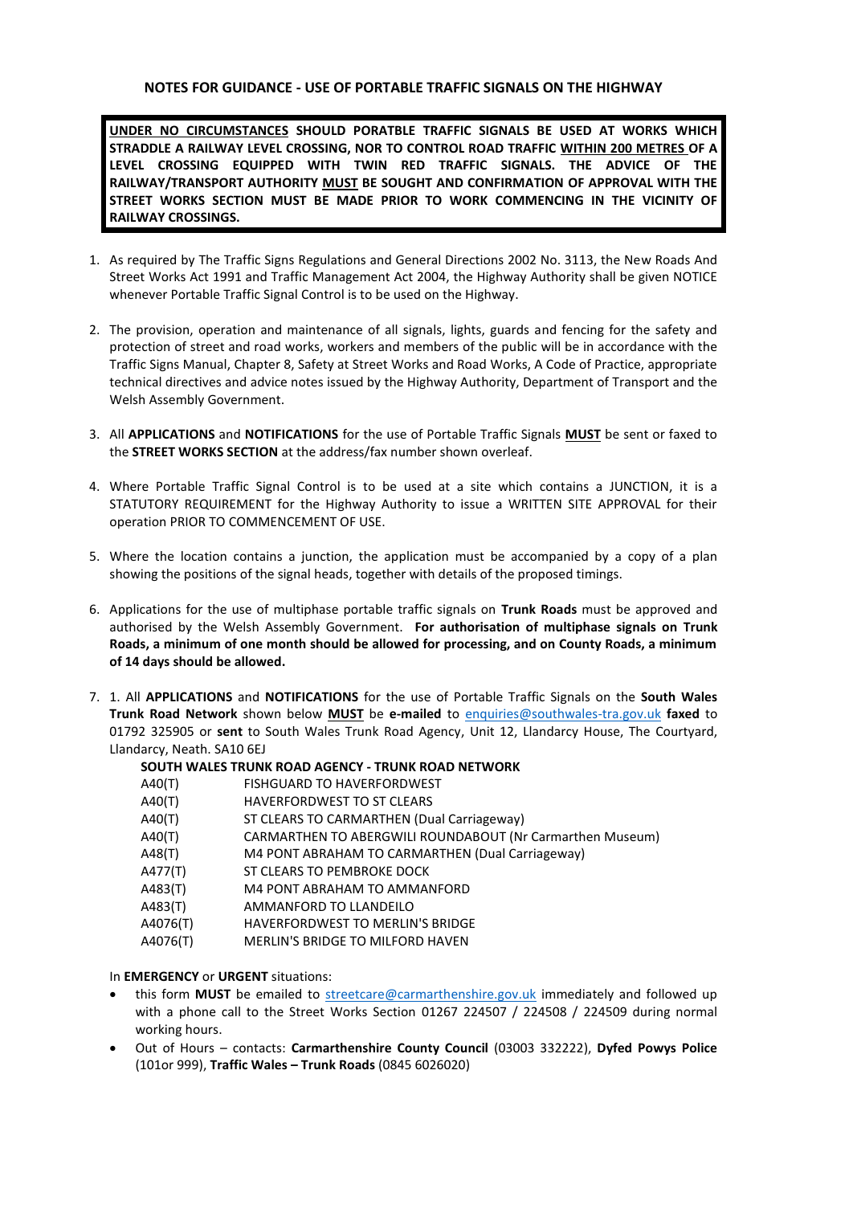## NOTES FOR GUIDANCE - USE OF PORTABLE TRAFFIC SIGNALS ON THE HIGHWAY

**<u>UNDER NO CIRCUMSTANCES</u> SHOULD PORATBLE TRAFFIC SIGNALS BE USED AT WORKS WHICH STRADDLE A RAILWAY LEVEL CROSSING, NOR TO CONTROL ROAD TRAFFIC <u>WITHIN 200 METRES</u> OF A LEVEL CROSSING EQUIPPED WITH TWIN RED TRAFFIC SIGNALS. THE ADVICE OF THE RAILWAY/TRANSPORT AUTHORITY <u>MUST</u> BE SOUGHT AND CONFIRMATION OF APPROVAL WITH THE STREET WORKS SECTION MUST BE MADE PRIOR TO WORK COMMENCING IN THE VICINITY OF RAILWAY CROSSINGS.**

1. As required by The Traffic Signs Regulations and General Directions 2002 No. 3113, the New Roads And Street Works Act 1991 and Traffic Management Act 2004, the Highway Authority shall be given NOTICE whenever Portable Traffic Signal Control is to be used on the Highway.

2. The provision, operation and maintenance of all signals, lights, guards and fencing for the safety and protection of street and road works, workers and members of the public will be in accordance with the Traffic Signs Manual, Chapter 8, Safety at Street Works and Road Works, A Code of Practice, appropriate technical directives and advice notes issued by the Highway Authority, Department of Transport and the Welsh Assembly Government.

3. All **APPLICATIONS** and **NOTIFICATIONS** for the use of Portable Traffic Signals **<u>MUST</u>** be sent or faxed to the **STREET WORKS SECTION** at the address/fax number shown overleaf.

4. Where Portable Traffic Signal Control is to be used at a site which contains a JUNCTION, it is a STATUTORY REQUIREMENT for the Highway Authority to issue a WRITTEN SITE APPROVAL for their operation PRIOR TO COMMENCEMENT OF USE.

5. Where the location contains a junction, the application must be accompanied by a copy of a plan showing the positions of the signal heads, together with details of the proposed timings.

6. Applications for the use of multiphase portable traffic signals on **Trunk Roads** must be approved and authorised by the Welsh Assembly Government. **For authorisation of multiphase signals on Trunk Roads, a minimum of one month should be allowed for processing, and on County Roads, a minimum of 14 days should be allowed.**

7. 1. All **APPLICATIONS** and **NOTIFICATIONS** for the use of Portable Traffic Signals on the **South Wales Trunk Road Network** shown below **<u>MUST</u>** be **e-mailed** to enquiries@southwales-tra.gov.uk **faxed** to 01792 325905 or **sent** to South Wales Trunk Road Agency, Unit 12, Llandarcy House, The Courtyard, Llandarcy, Neath. SA10 6EJ

   **SOUTH WALES TRUNK ROAD AGENCY - TRUNK ROAD NETWORK**

   | | |
   |---|---|
   | A40(T) | FISHGUARD TO HAVERFORDWEST |
   | A40(T) | HAVERFORDWEST TO ST CLEARS |
   | A40(T) | ST CLEARS TO CARMARTHEN (Dual Carriageway) |
   | A40(T) | CARMARTHEN TO ABERGWILI ROUNDABOUT (Nr Carmarthen Museum) |
   | A48(T) | M4 PONT ABRAHAM TO CARMARTHEN (Dual Carriageway) |
   | A477(T) | ST CLEARS TO PEMBROKE DOCK |
   | A483(T) | M4 PONT ABRAHAM TO AMMANFORD |
   | A483(T) | AMMANFORD TO LLANDEILO |
   | A4076(T) | HAVERFORDWEST TO MERLIN'S BRIDGE |
   | A4076(T) | MERLIN'S BRIDGE TO MILFORD HAVEN |

   In **EMERGENCY** or **URGENT** situations:

   - this form **MUST** be emailed to streetcare@carmarthenshire.gov.uk immediately and followed up with a phone call to the Street Works Section 01267 224507 / 224508 / 224509 during normal working hours.
   - Out of Hours – contacts: **Carmarthenshire County Council** (03003 332222), **Dyfed Powys Police** (101or 999), **Traffic Wales – Trunk Roads** (0845 6026020)